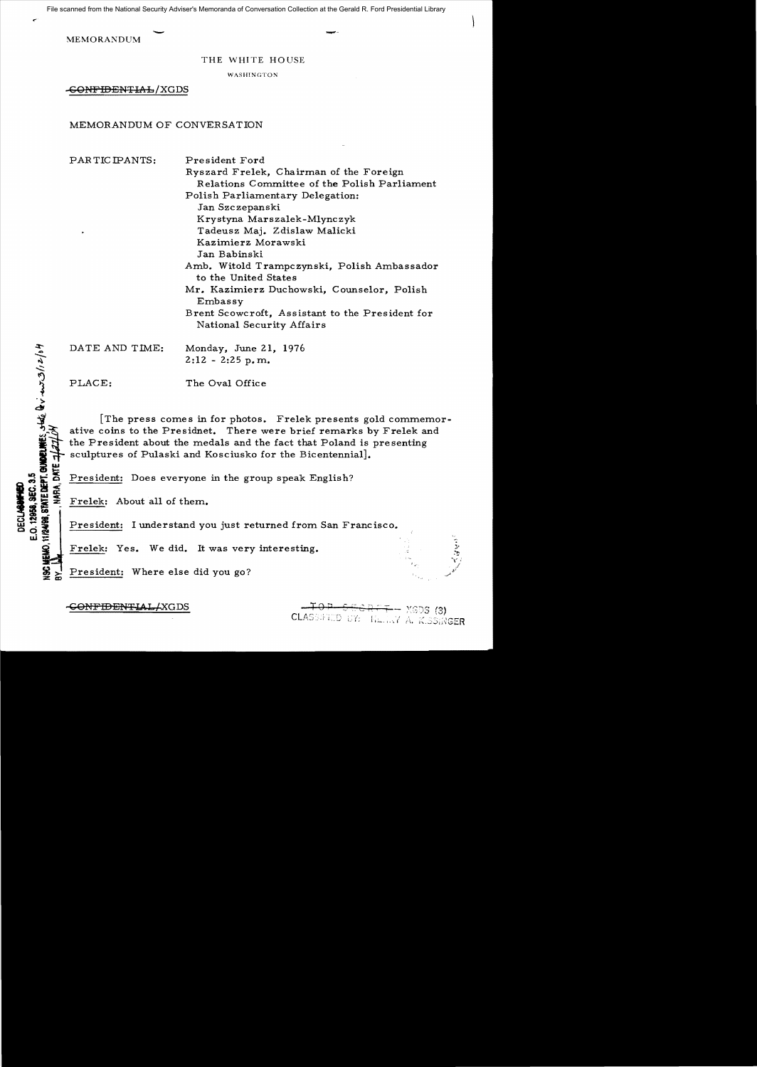File scanned from the National Security Adviser's Memoranda of Conversation Collection at the Gerald R. Ford Presidential Library

MEMORANDUM

THE WHITE HOUSE

WASHINGTON

~~CONFIDENTIAL~~/XGDS

MEMORANDUM OF CONVERSATION

PARTICIPANTS:
President Ford
Ryszard Frelek, Chairman of the Foreign Relations Committee of the Polish Parliament
Polish Parliamentary Delegation:
Jan Szczepanski
Krystyna Marszalek-Mlynczyk
Tadeusz Maj. Zdislaw Malicki
Kazimierz Morawski
Jan Babinski
Amb. Witold Trampczynski, Polish Ambassador to the United States
Mr. Kazimierz Duchowski, Counselor, Polish Embassy
Brent Scowcroft, Assistant to the President for National Security Affairs

DATE AND TIME: Monday, June 21, 1976
2:12 - 2:25 p.m.

PLACE: The Oval Office

DECLASSIFIED
E.O. 12958, SEC. 3.5
NSC MEMO, 11/24/98, STATE DEPT. GUIDELINES, State Rev 3/12/04
BY ___, NARA, DATE 7/27/04

[The press comes in for photos. Frelek presents gold commemorative coins to the Presidnet. There were brief remarks by Frelek and the President about the medals and the fact that Poland is presenting sculptures of Pulaski and Kosciusko for the Bicentennial].

President: Does everyone in the group speak English?

Frelek: About all of them.

President: I understand you just returned from San Francisco.

Frelek: Yes. We did. It was very interesting.

President: Where else did you go?

~~CONFIDENTIAL~~/XGDS

~~TOP SECRET~~ - XGDS (3)
CLASSIFIED BY: HENRY A. KISSINGER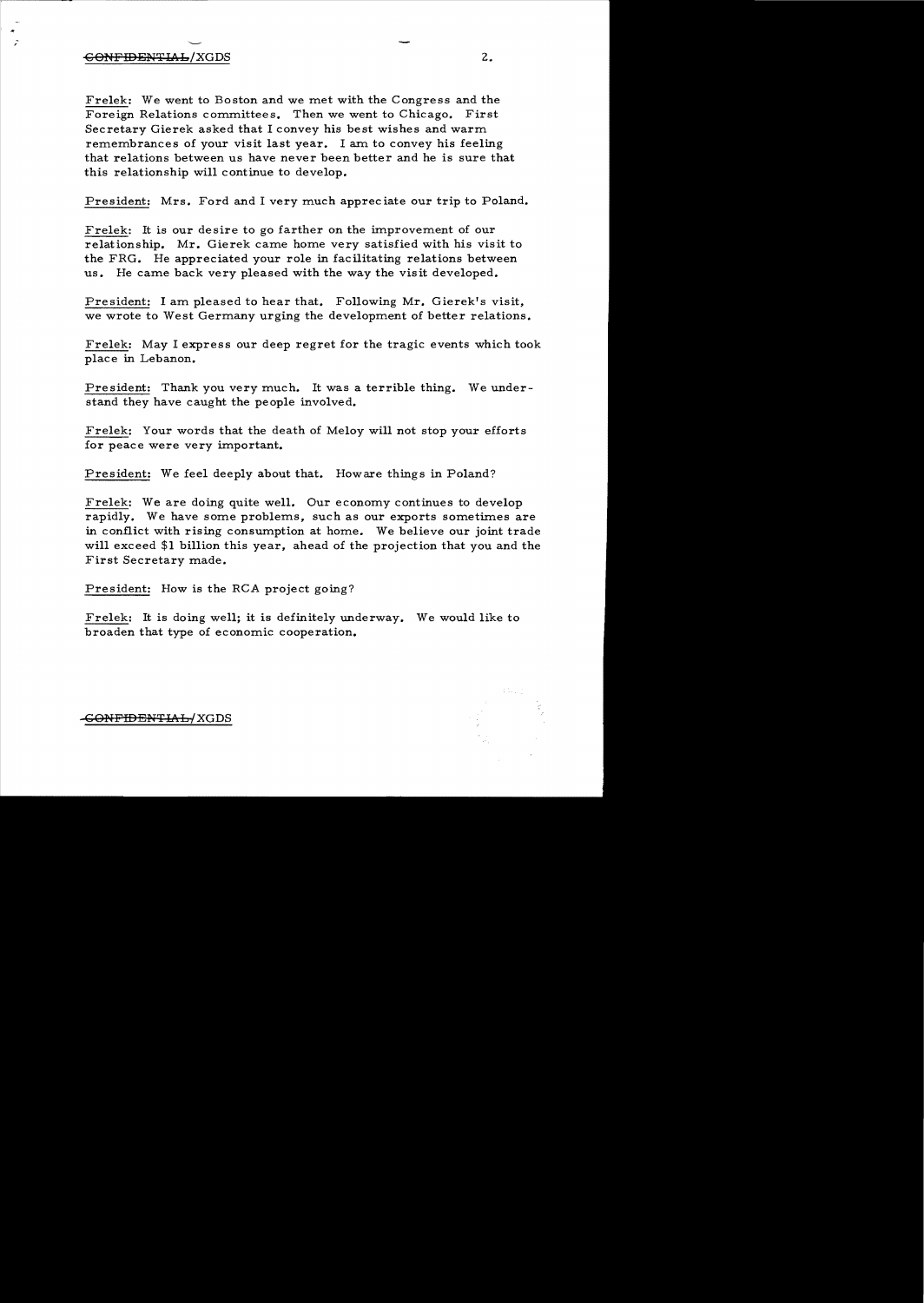Frelek: We went to Boston and we met with the Congress and the Foreign Relations committees. Then we went to Chicago. First Secretary Gierek asked that I convey his best wishes and warm remembrances of your visit last year. I am to convey his feeling that relations between us have never been better and he is sure that this relationship will continue to develop.

President: Mrs. Ford and I very much appreciate our trip to Poland.

Frelek: It is our desire to go farther on the improvement of our relationship. Mr. Gierek came home very satisfied with his visit to the FRG. He appreciated your role in facilitating relations between us. He came back very pleased with the way the visit developed.

President: I am pleased to hear that. Following Mr. Gierek's visit, we wrote to West Germany urging the development of better relations.

Frelek: May I express our deep regret for the tragic events which took place in Lebanon.

President: Thank you very much. It was a terrible thing. We understand they have caught the people involved.

Frelek: Your words that the death of Meloy will not stop your efforts for peace were very important.

President: We feel deeply about that. Howare things in Poland?

Frelek: We are doing quite well. Our economy continues to develop rapidly. We have some problems, such as our exports sometimes are in conflict with rising consumption at home. We believe our joint trade will exceed $1 billion this year, ahead of the projection that you and the First Secretary made.

President: How is the RCA project going?

Frelek: It is doing well; it is definitely underway. We would like to broaden that type of economic cooperation.

~~CONFIDENTIAL~~/XGDS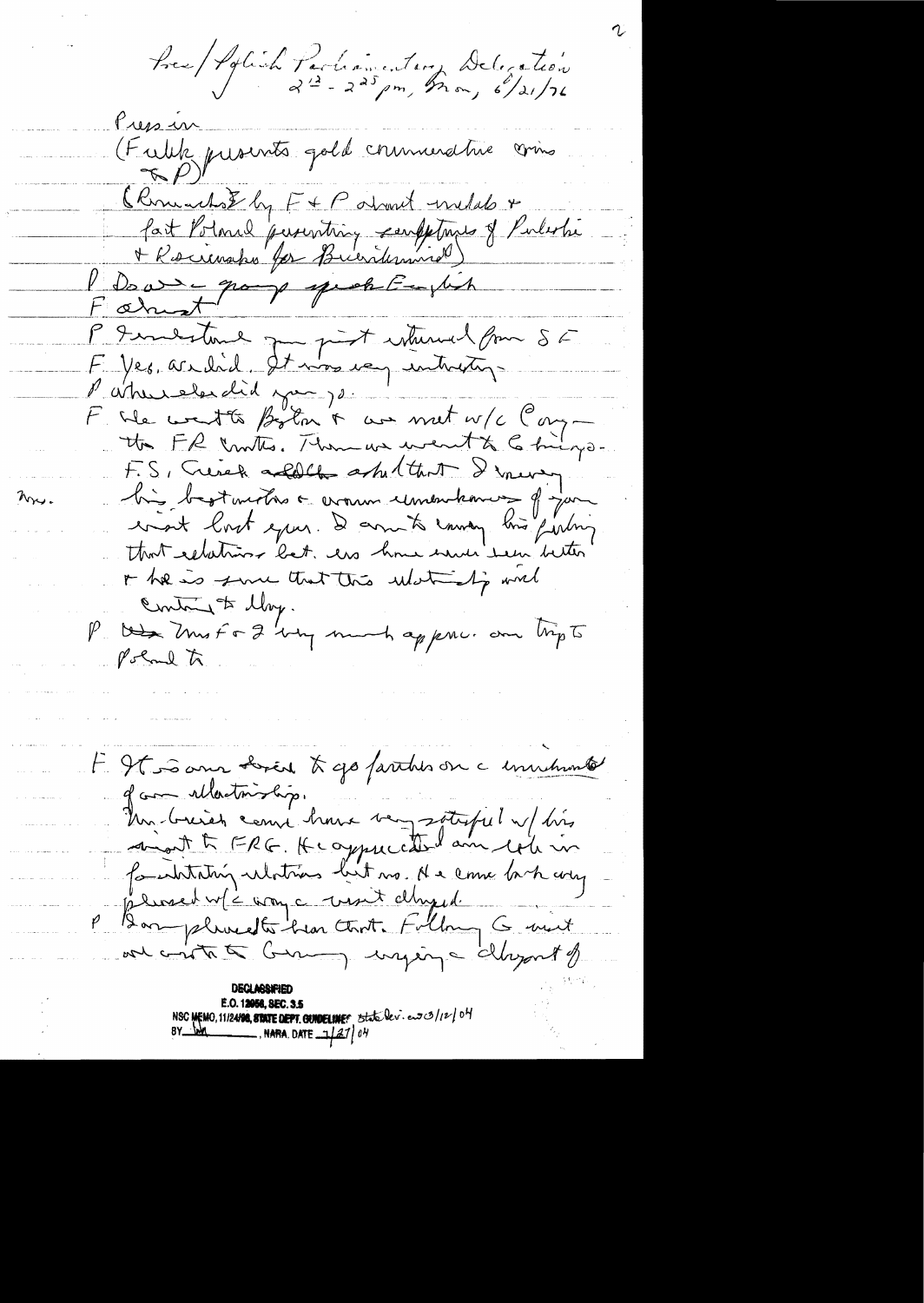Pres / Polish Parliamentary Delegation
2[13] - 2[25] pm, Mon, 6/21/76

Press in
(Fabik presents gold commemorative coins to P)
(Remarks by F + P about medals + fact Poland presenting sculptures of Pulaski + Kosciuszko for Bicentennial)

P Does group speak English
F almost
P I understand you just returned from SF
F Yes, we did. It was very interesting.
P Where else did you go.
F We went to Boston + we met w/ Cong — the FR Cmtes. Then we went to Chicago.
F.S. Gierek asked that I convey his best wishes + warm remembrances of your visit last year. I am to convey his feeling that relations bet. us have never been better + he is sure that this relationship will continue to develop.
Mrs.
P Mrs F + I very much apprec. our trip to Poland to

F It is our desire to go farther on c (?) improvement of our relationship.
Mr Gierek came home very satisfied w/ his visit to FRG. He appreciated our role in facilitating relations bet us. He came back very pleased w/ c way c visit developed.
P I am pleased to hear that. Following G visit, our contacts to Germany urging c development of

DECLASSIFIED
E.O. 12958, SEC. 3.5
NSC MEMO, 11/24/98, STATE DEPT. GUIDELINES State Rev. 03/12/04
BY ___, NARA, DATE 7/27/04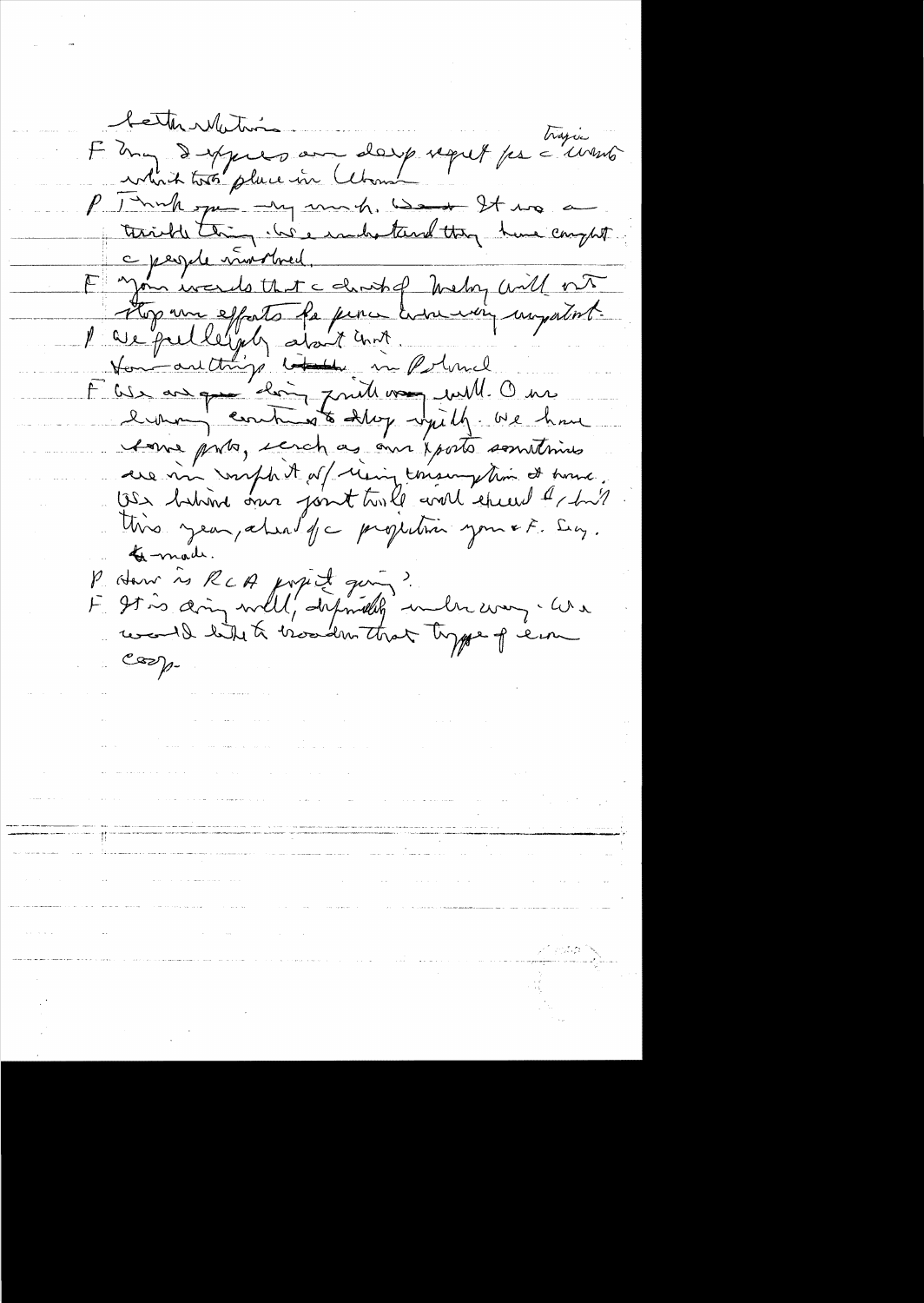Letter initiative

F May I express our deep regret for the tragic events which took place in Ukraine

P Thank you very much. It was a terrible thing. We understand they have caught the people involved.

F Your words that the death of Molony will not stop our efforts for peace were very important.

P We feel deeply about that.

How are things in Poland

F We are going doing quite well. Our economy continues to develop rapidly. We have some problems, such as our exports sometimes are in conflict w/ rising consumption at home. We believe our joint trade will exceed 1/2 bil this year, ahead of the projection you & F. Sec. made.

P How is RCA project going?

F It is doing well, definitely under way. We would like to broaden that type of econ coop.